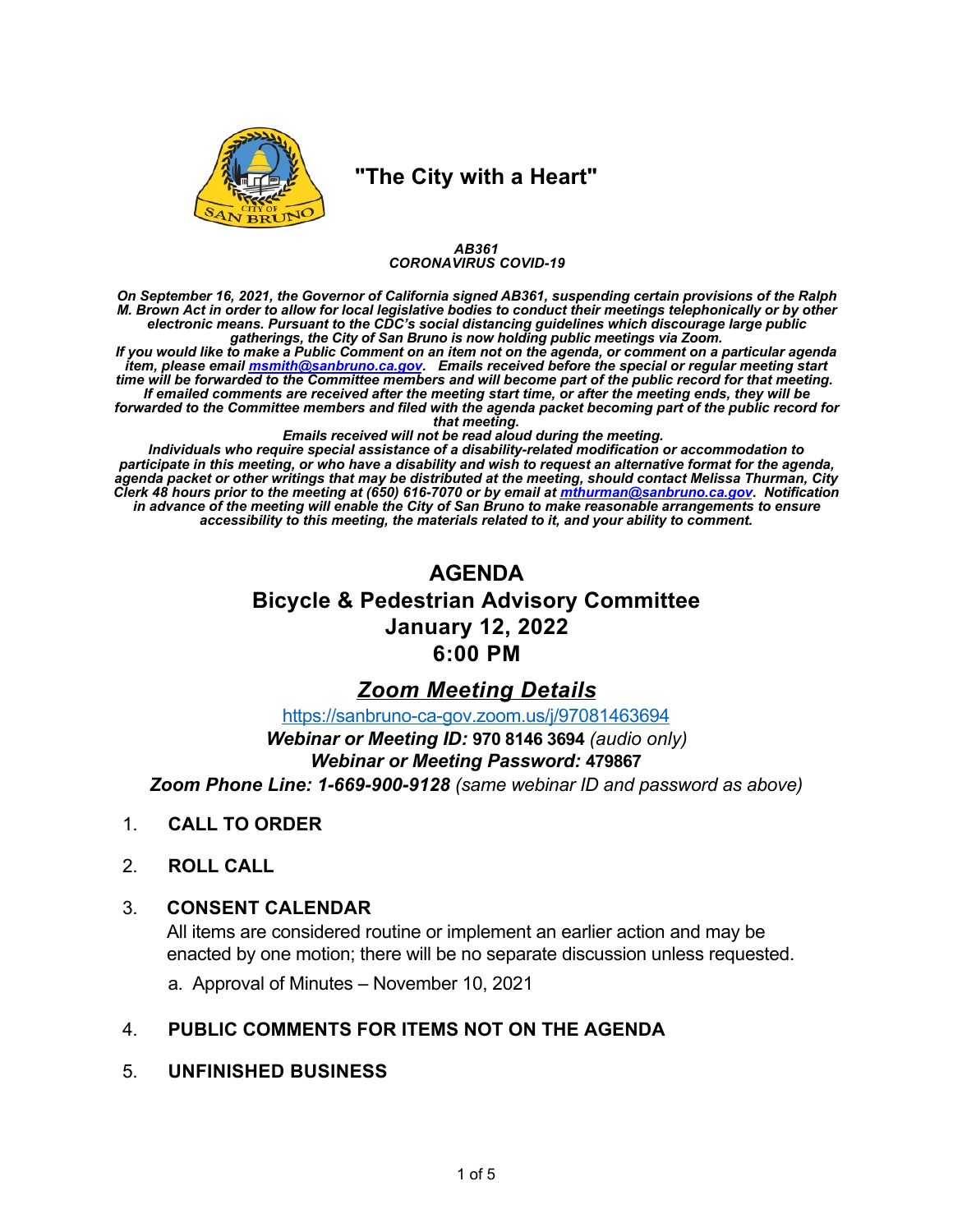**"The City with a Heart"**

***AB361***
***CORONAVIRUS COVID-19***

***On September 16, 2021, the Governor of California signed AB361, suspending certain provisions of the Ralph M. Brown Act in order to allow for local legislative bodies to conduct their meetings telephonically or by other electronic means. Pursuant to the CDC's social distancing guidelines which discourage large public gatherings, the City of San Bruno is now holding public meetings via Zoom.***
***If you would like to make a Public Comment on an item not on the agenda, or comment on a particular agenda item, please email msmith@sanbruno.ca.gov. Emails received before the special or regular meeting start time will be forwarded to the Committee members and will become part of the public record for that meeting. If emailed comments are received after the meeting start time, or after the meeting ends, they will be forwarded to the Committee members and filed with the agenda packet becoming part of the public record for that meeting.***
***Emails received will not be read aloud during the meeting.***
***Individuals who require special assistance of a disability-related modification or accommodation to participate in this meeting, or who have a disability and wish to request an alternative format for the agenda, agenda packet or other writings that may be distributed at the meeting, should contact Melissa Thurman, City Clerk 48 hours prior to the meeting at (650) 616-7070 or by email at mthurman@sanbruno.ca.gov. Notification in advance of the meeting will enable the City of San Bruno to make reasonable arrangements to ensure accessibility to this meeting, the materials related to it, and your ability to comment.***

# AGENDA
# Bicycle & Pedestrian Advisory Committee
# January 12, 2022
# 6:00 PM

## ***Zoom Meeting Details***

https://sanbruno-ca-gov.zoom.us/j/97081463694

***Webinar or Meeting ID:*** **970 8146 3694** *(audio only)*
***Webinar or Meeting Password:*** **479867**
***Zoom Phone Line: 1-669-900-9128*** *(same webinar ID and password as above)*

1. **CALL TO ORDER**

2. **ROLL CALL**

3. **CONSENT CALENDAR**
   All items are considered routine or implement an earlier action and may be enacted by one motion; there will be no separate discussion unless requested.
   a. Approval of Minutes – November 10, 2021

4. **PUBLIC COMMENTS FOR ITEMS NOT ON THE AGENDA**

5. **UNFINISHED BUSINESS**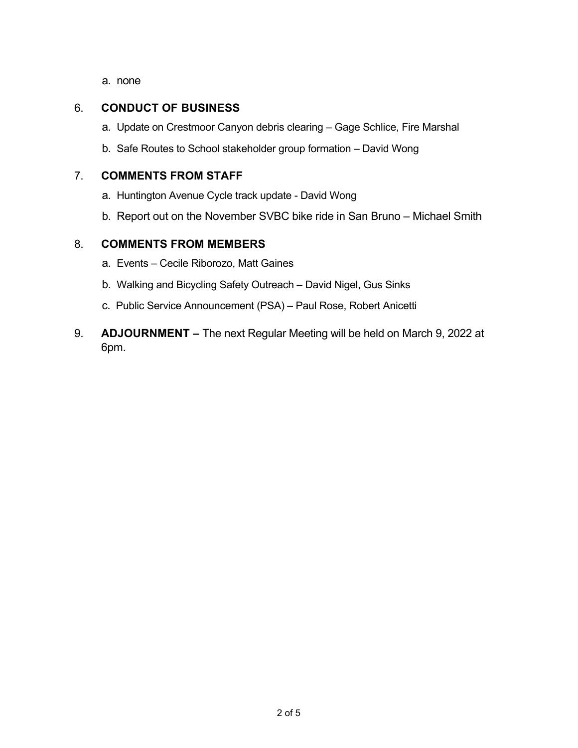a. none

6. **CONDUCT OF BUSINESS**

   a. Update on Crestmoor Canyon debris clearing – Gage Schlice, Fire Marshal

   b. Safe Routes to School stakeholder group formation – David Wong

7. **COMMENTS FROM STAFF**

   a. Huntington Avenue Cycle track update - David Wong

   b. Report out on the November SVBC bike ride in San Bruno – Michael Smith

8. **COMMENTS FROM MEMBERS**

   a. Events – Cecile Riborozo, Matt Gaines

   b. Walking and Bicycling Safety Outreach – David Nigel, Gus Sinks

   c. Public Service Announcement (PSA) – Paul Rose, Robert Anicetti

9. **ADJOURNMENT –** The next Regular Meeting will be held on March 9, 2022 at 6pm.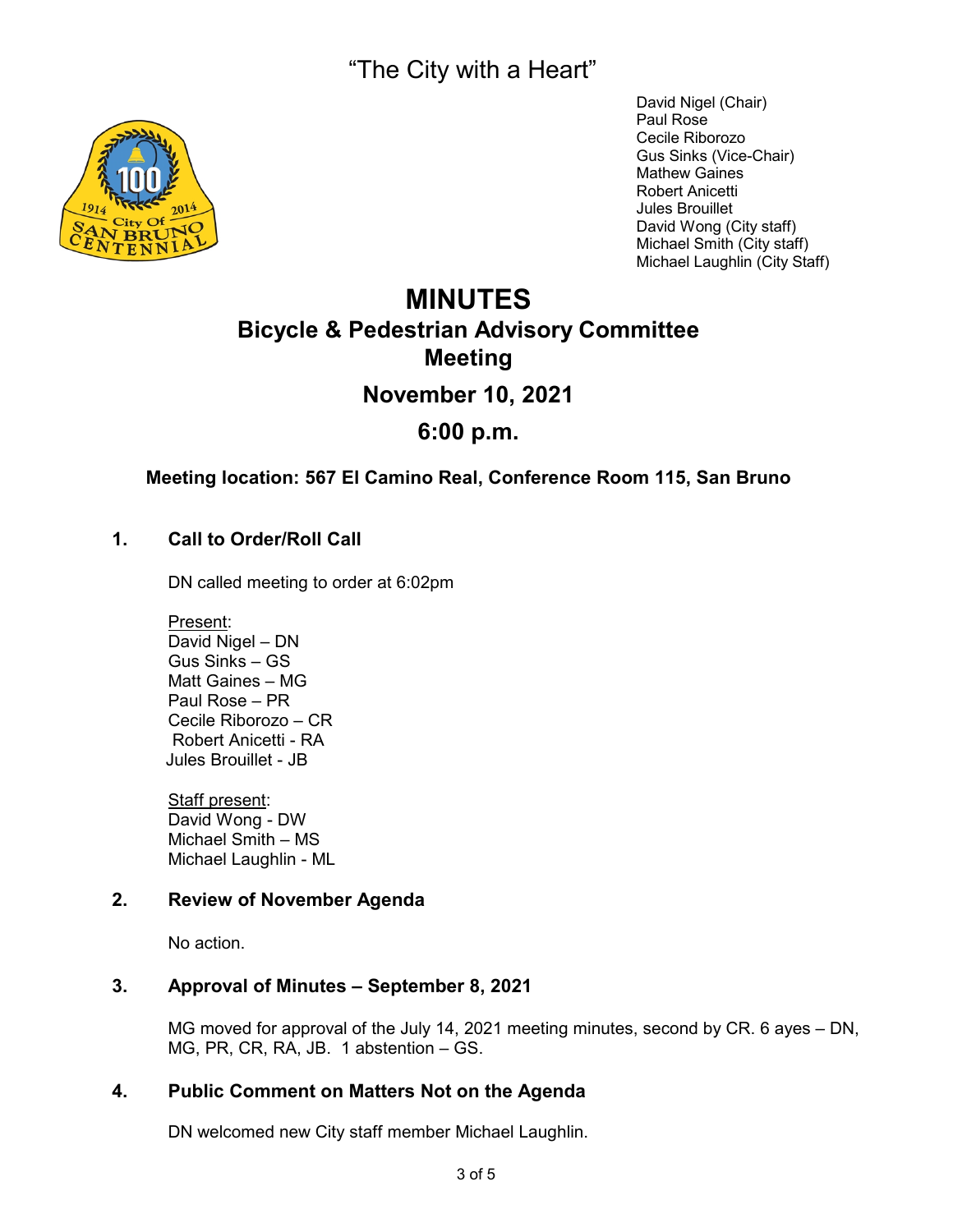"The City with a Heart"

David Nigel (Chair)
Paul Rose
Cecile Riborozo
Gus Sinks (Vice-Chair)
Mathew Gaines
Robert Anicetti
Jules Brouillet
David Wong (City staff)
Michael Smith (City staff)
Michael Laughlin (City Staff)

# MINUTES

## Bicycle & Pedestrian Advisory Committee Meeting

## November 10, 2021

## 6:00 p.m.

**Meeting location: 567 El Camino Real, Conference Room 115, San Bruno**

### 1. Call to Order/Roll Call

DN called meeting to order at 6:02pm

Present:
David Nigel – DN
Gus Sinks – GS
Matt Gaines – MG
Paul Rose – PR
Cecile Riborozo – CR
Robert Anicetti - RA
Jules Brouillet - JB

Staff present:
David Wong - DW
Michael Smith – MS
Michael Laughlin - ML

### 2. Review of November Agenda

No action.

### 3. Approval of Minutes – September 8, 2021

MG moved for approval of the July 14, 2021 meeting minutes, second by CR. 6 ayes – DN, MG, PR, CR, RA, JB. 1 abstention – GS.

### 4. Public Comment on Matters Not on the Agenda

DN welcomed new City staff member Michael Laughlin.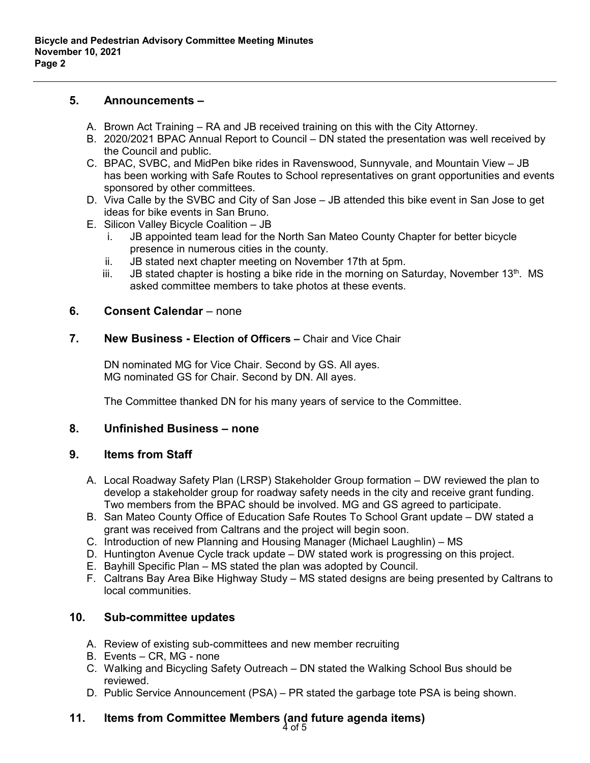## 5. Announcements –

A. Brown Act Training – RA and JB received training on this with the City Attorney.
B. 2020/2021 BPAC Annual Report to Council – DN stated the presentation was well received by the Council and public.
C. BPAC, SVBC, and MidPen bike rides in Ravenswood, Sunnyvale, and Mountain View – JB has been working with Safe Routes to School representatives on grant opportunities and events sponsored by other committees.
D. Viva Calle by the SVBC and City of San Jose – JB attended this bike event in San Jose to get ideas for bike events in San Bruno.
E. Silicon Valley Bicycle Coalition – JB
   i. JB appointed team lead for the North San Mateo County Chapter for better bicycle presence in numerous cities in the county.
   ii. JB stated next chapter meeting on November 17th at 5pm.
   iii. JB stated chapter is hosting a bike ride in the morning on Saturday, November 13th. MS asked committee members to take photos at these events.

## 6. Consent Calendar – none

## 7. New Business - Election of Officers – Chair and Vice Chair

DN nominated MG for Vice Chair. Second by GS. All ayes.
MG nominated GS for Chair. Second by DN. All ayes.

The Committee thanked DN for his many years of service to the Committee.

## 8. Unfinished Business – none

## 9. Items from Staff

A. Local Roadway Safety Plan (LRSP) Stakeholder Group formation – DW reviewed the plan to develop a stakeholder group for roadway safety needs in the city and receive grant funding. Two members from the BPAC should be involved. MG and GS agreed to participate.
B. San Mateo County Office of Education Safe Routes To School Grant update – DW stated a grant was received from Caltrans and the project will begin soon.
C. Introduction of new Planning and Housing Manager (Michael Laughlin) – MS
D. Huntington Avenue Cycle track update – DW stated work is progressing on this project.
E. Bayhill Specific Plan – MS stated the plan was adopted by Council.
F. Caltrans Bay Area Bike Highway Study – MS stated designs are being presented by Caltrans to local communities.

## 10. Sub-committee updates

A. Review of existing sub-committees and new member recruiting
B. Events – CR, MG - none
C. Walking and Bicycling Safety Outreach – DN stated the Walking School Bus should be reviewed.
D. Public Service Announcement (PSA) – PR stated the garbage tote PSA is being shown.

## 11. Items from Committee Members (and future agenda items)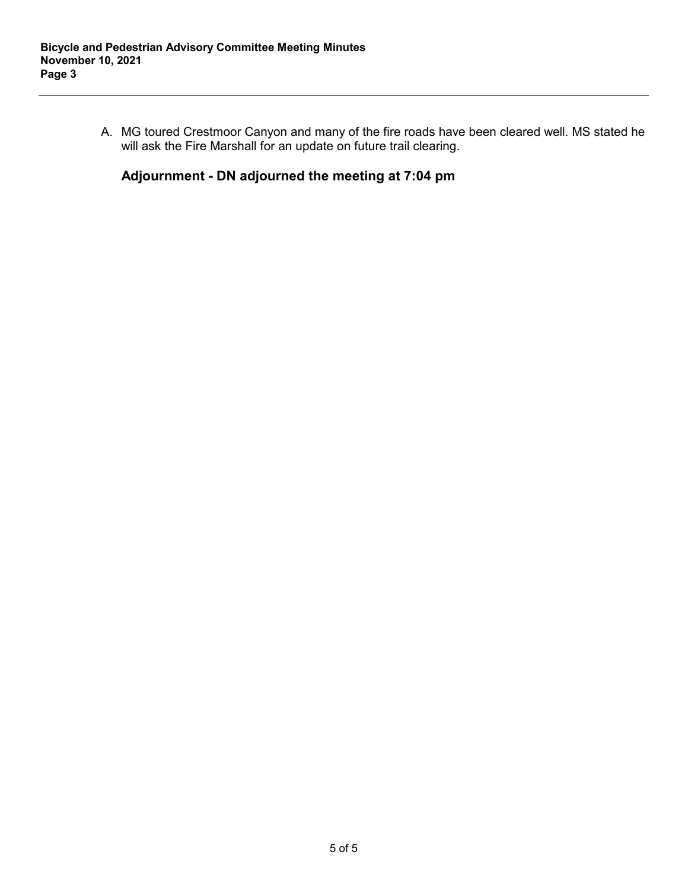A. MG toured Crestmoor Canyon and many of the fire roads have been cleared well. MS stated he will ask the Fire Marshall for an update on future trail clearing.

## Adjournment - DN adjourned the meeting at 7:04 pm